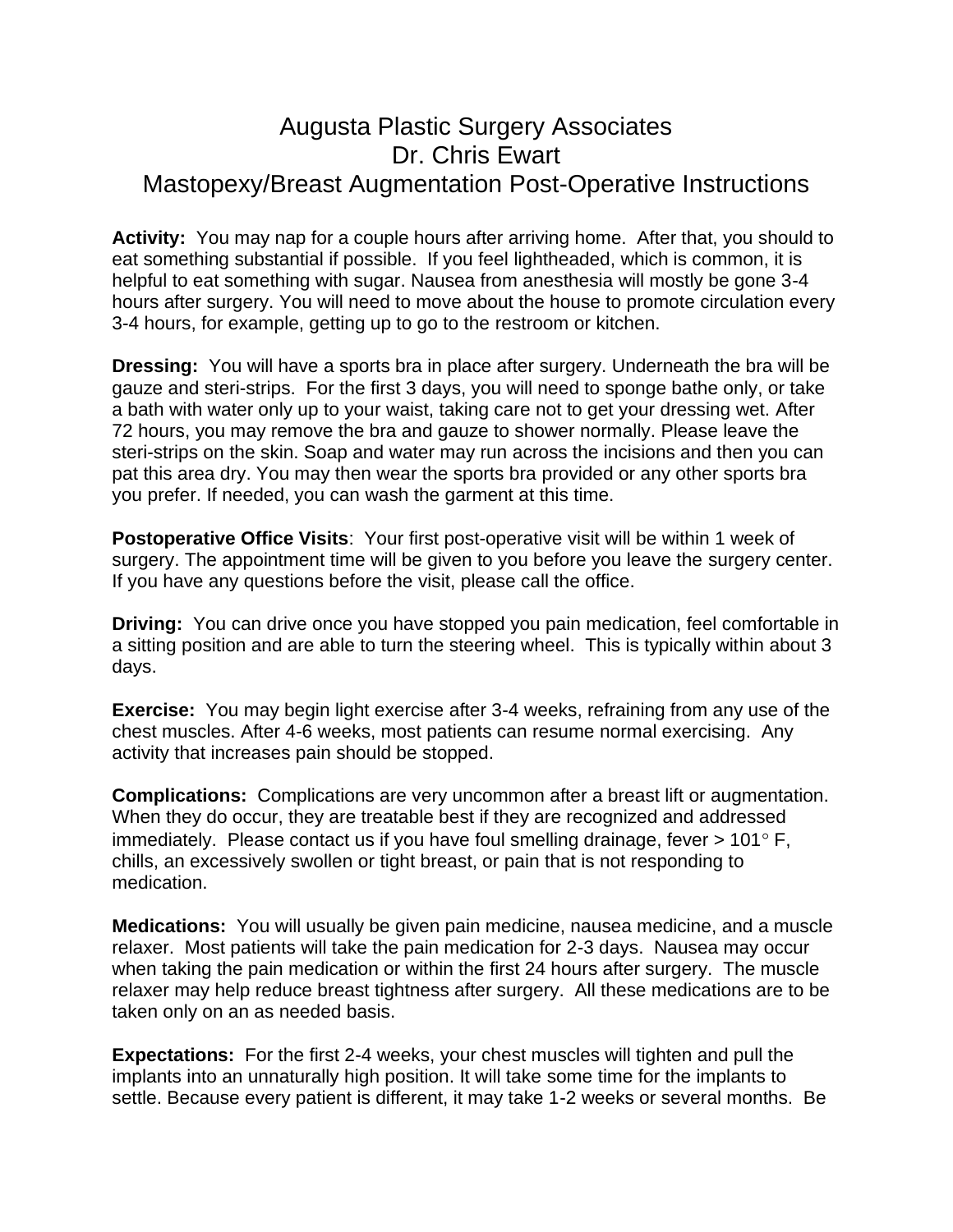# Augusta Plastic Surgery Associates
# Dr. Chris Ewart
# Mastopexy/Breast Augmentation Post-Operative Instructions

**Activity:** You may nap for a couple hours after arriving home. After that, you should to eat something substantial if possible. If you feel lightheaded, which is common, it is helpful to eat something with sugar. Nausea from anesthesia will mostly be gone 3-4 hours after surgery. You will need to move about the house to promote circulation every 3-4 hours, for example, getting up to go to the restroom or kitchen.

**Dressing:** You will have a sports bra in place after surgery. Underneath the bra will be gauze and steri-strips. For the first 3 days, you will need to sponge bathe only, or take a bath with water only up to your waist, taking care not to get your dressing wet. After 72 hours, you may remove the bra and gauze to shower normally. Please leave the steri-strips on the skin. Soap and water may run across the incisions and then you can pat this area dry. You may then wear the sports bra provided or any other sports bra you prefer. If needed, you can wash the garment at this time.

**Postoperative Office Visits**: Your first post-operative visit will be within 1 week of surgery. The appointment time will be given to you before you leave the surgery center. If you have any questions before the visit, please call the office.

**Driving:** You can drive once you have stopped you pain medication, feel comfortable in a sitting position and are able to turn the steering wheel. This is typically within about 3 days.

**Exercise:** You may begin light exercise after 3-4 weeks, refraining from any use of the chest muscles. After 4-6 weeks, most patients can resume normal exercising. Any activity that increases pain should be stopped.

**Complications:** Complications are very uncommon after a breast lift or augmentation. When they do occur, they are treatable best if they are recognized and addressed immediately. Please contact us if you have foul smelling drainage, fever > 101° F, chills, an excessively swollen or tight breast, or pain that is not responding to medication.

**Medications:** You will usually be given pain medicine, nausea medicine, and a muscle relaxer. Most patients will take the pain medication for 2-3 days. Nausea may occur when taking the pain medication or within the first 24 hours after surgery. The muscle relaxer may help reduce breast tightness after surgery. All these medications are to be taken only on an as needed basis.

**Expectations:** For the first 2-4 weeks, your chest muscles will tighten and pull the implants into an unnaturally high position. It will take some time for the implants to settle. Because every patient is different, it may take 1-2 weeks or several months. Be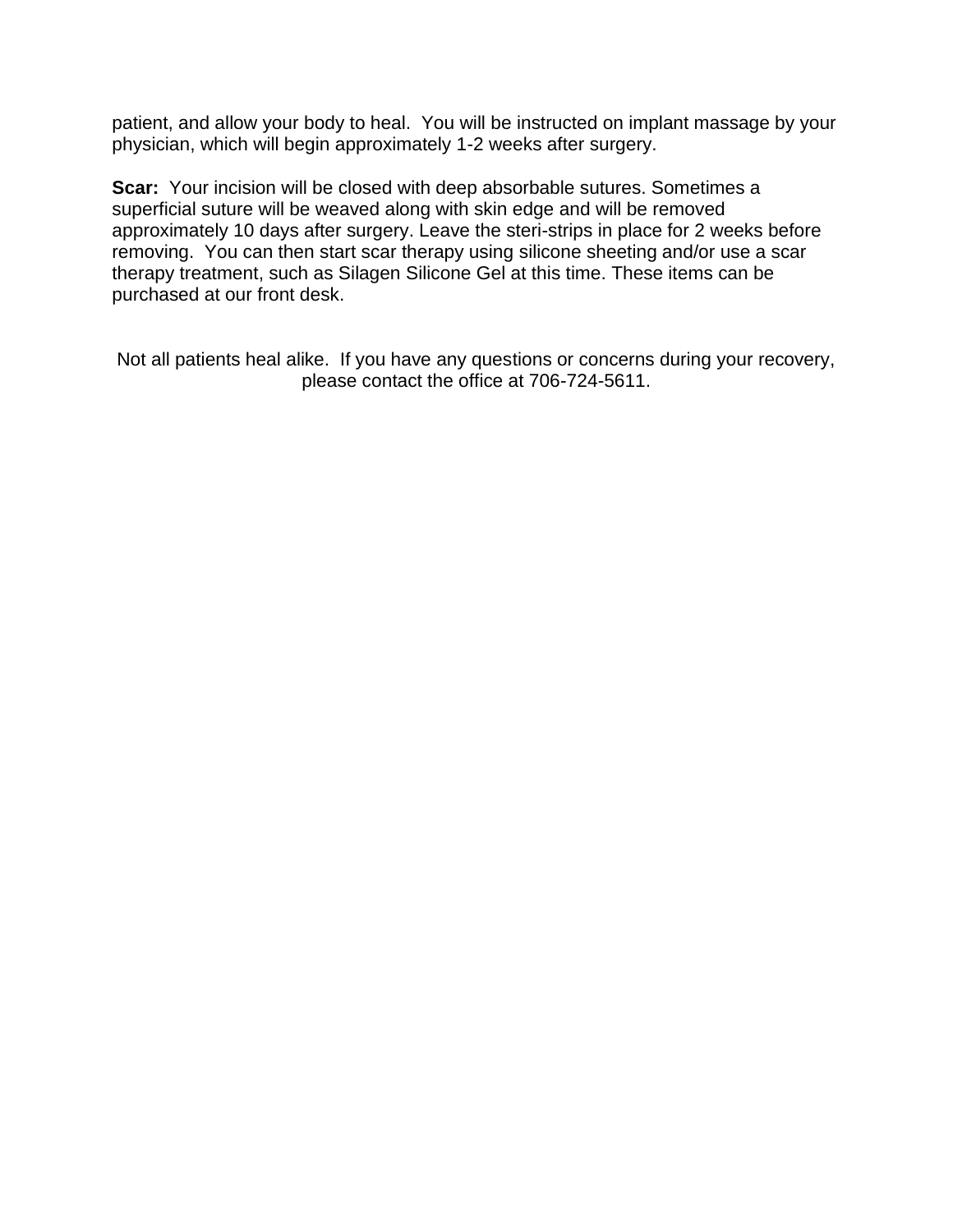patient, and allow your body to heal.  You will be instructed on implant massage by your physician, which will begin approximately 1-2 weeks after surgery.

**Scar:** Your incision will be closed with deep absorbable sutures. Sometimes a superficial suture will be weaved along with skin edge and will be removed approximately 10 days after surgery. Leave the steri-strips in place for 2 weeks before removing.  You can then start scar therapy using silicone sheeting and/or use a scar therapy treatment, such as Silagen Silicone Gel at this time. These items can be purchased at our front desk.

Not all patients heal alike.  If you have any questions or concerns during your recovery, please contact the office at 706-724-5611.